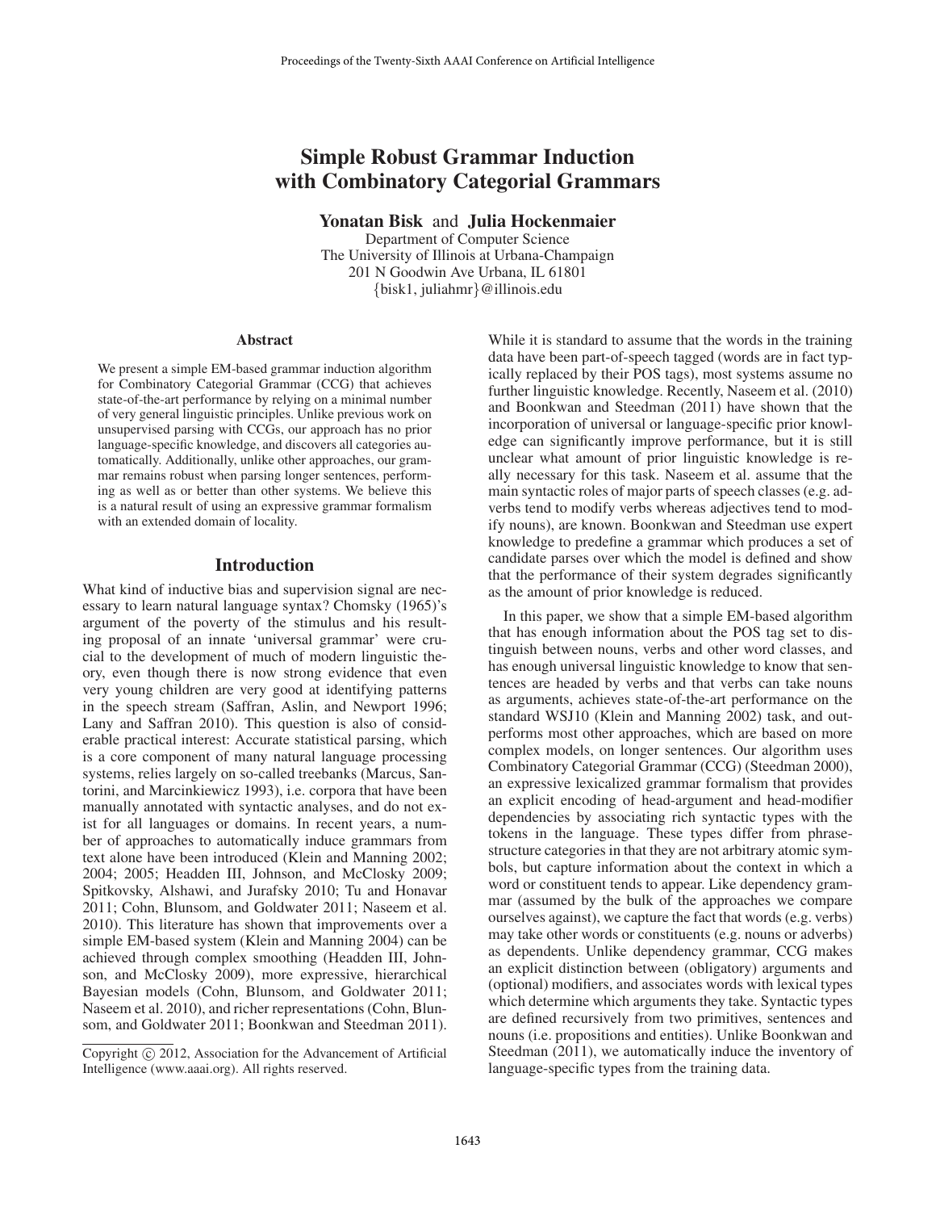# Simple Robust Grammar Induction with Combinatory Categorial Grammars

**Yonatan Bisk** and **Julia Hockenmaier**

Department of Computer Science
The University of Illinois at Urbana-Champaign
201 N Goodwin Ave Urbana, IL 61801
{bisk1, juliahmr}@illinois.edu

## Abstract

We present a simple EM-based grammar induction algorithm for Combinatory Categorial Grammar (CCG) that achieves state-of-the-art performance by relying on a minimal number of very general linguistic principles. Unlike previous work on unsupervised parsing with CCGs, our approach has no prior language-specific knowledge, and discovers all categories automatically. Additionally, unlike other approaches, our grammar remains robust when parsing longer sentences, performing as well as or better than other systems. We believe this is a natural result of using an expressive grammar formalism with an extended domain of locality.

## Introduction

What kind of inductive bias and supervision signal are necessary to learn natural language syntax? Chomsky (1965)'s argument of the poverty of the stimulus and his resulting proposal of an innate 'universal grammar' were crucial to the development of much of modern linguistic theory, even though there is now strong evidence that even very young children are very good at identifying patterns in the speech stream (Saffran, Aslin, and Newport 1996; Lany and Saffran 2010). This question is also of considerable practical interest: Accurate statistical parsing, which is a core component of many natural language processing systems, relies largely on so-called treebanks (Marcus, Santorini, and Marcinkiewicz 1993), i.e. corpora that have been manually annotated with syntactic analyses, and do not exist for all languages or domains. In recent years, a number of approaches to automatically induce grammars from text alone have been introduced (Klein and Manning 2002; 2004; 2005; Headden III, Johnson, and McClosky 2009; Spitkovsky, Alshawi, and Jurafsky 2010; Tu and Honavar 2011; Cohn, Blunsom, and Goldwater 2011; Naseem et al. 2010). This literature has shown that improvements over a simple EM-based system (Klein and Manning 2004) can be achieved through complex smoothing (Headden III, Johnson, and McClosky 2009), more expressive, hierarchical Bayesian models (Cohn, Blunsom, and Goldwater 2011; Naseem et al. 2010), and richer representations (Cohn, Blunsom, and Goldwater 2011; Boonkwan and Steedman 2011).

While it is standard to assume that the words in the training data have been part-of-speech tagged (words are in fact typically replaced by their POS tags), most systems assume no further linguistic knowledge. Recently, Naseem et al. (2010) and Boonkwan and Steedman (2011) have shown that the incorporation of universal or language-specific prior knowledge can significantly improve performance, but it is still unclear what amount of prior linguistic knowledge is really necessary for this task. Naseem et al. assume that the main syntactic roles of major parts of speech classes (e.g. adverbs tend to modify verbs whereas adjectives tend to modify nouns), are known. Boonkwan and Steedman use expert knowledge to predefine a grammar which produces a set of candidate parses over which the model is defined and show that the performance of their system degrades significantly as the amount of prior knowledge is reduced.

In this paper, we show that a simple EM-based algorithm that has enough information about the POS tag set to distinguish between nouns, verbs and other word classes, and has enough universal linguistic knowledge to know that sentences are headed by verbs and that verbs can take nouns as arguments, achieves state-of-the-art performance on the standard WSJ10 (Klein and Manning 2002) task, and outperforms most other approaches, which are based on more complex models, on longer sentences. Our algorithm uses Combinatory Categorial Grammar (CCG) (Steedman 2000), an expressive lexicalized grammar formalism that provides an explicit encoding of head-argument and head-modifier dependencies by associating rich syntactic types with the tokens in the language. These types differ from phrase-structure categories in that they are not arbitrary atomic symbols, but capture information about the context in which a word or constituent tends to appear. Like dependency grammar (assumed by the bulk of the approaches we compare ourselves against), we capture the fact that words (e.g. verbs) may take other words or constituents (e.g. nouns or adverbs) as dependents. Unlike dependency grammar, CCG makes an explicit distinction between (obligatory) arguments and (optional) modifiers, and associates words with lexical types which determine which arguments they take. Syntactic types are defined recursively from two primitives, sentences and nouns (i.e. propositions and entities). Unlike Boonkwan and Steedman (2011), we automatically induce the inventory of language-specific types from the training data.

Copyright © 2012, Association for the Advancement of Artificial Intelligence (www.aaai.org). All rights reserved.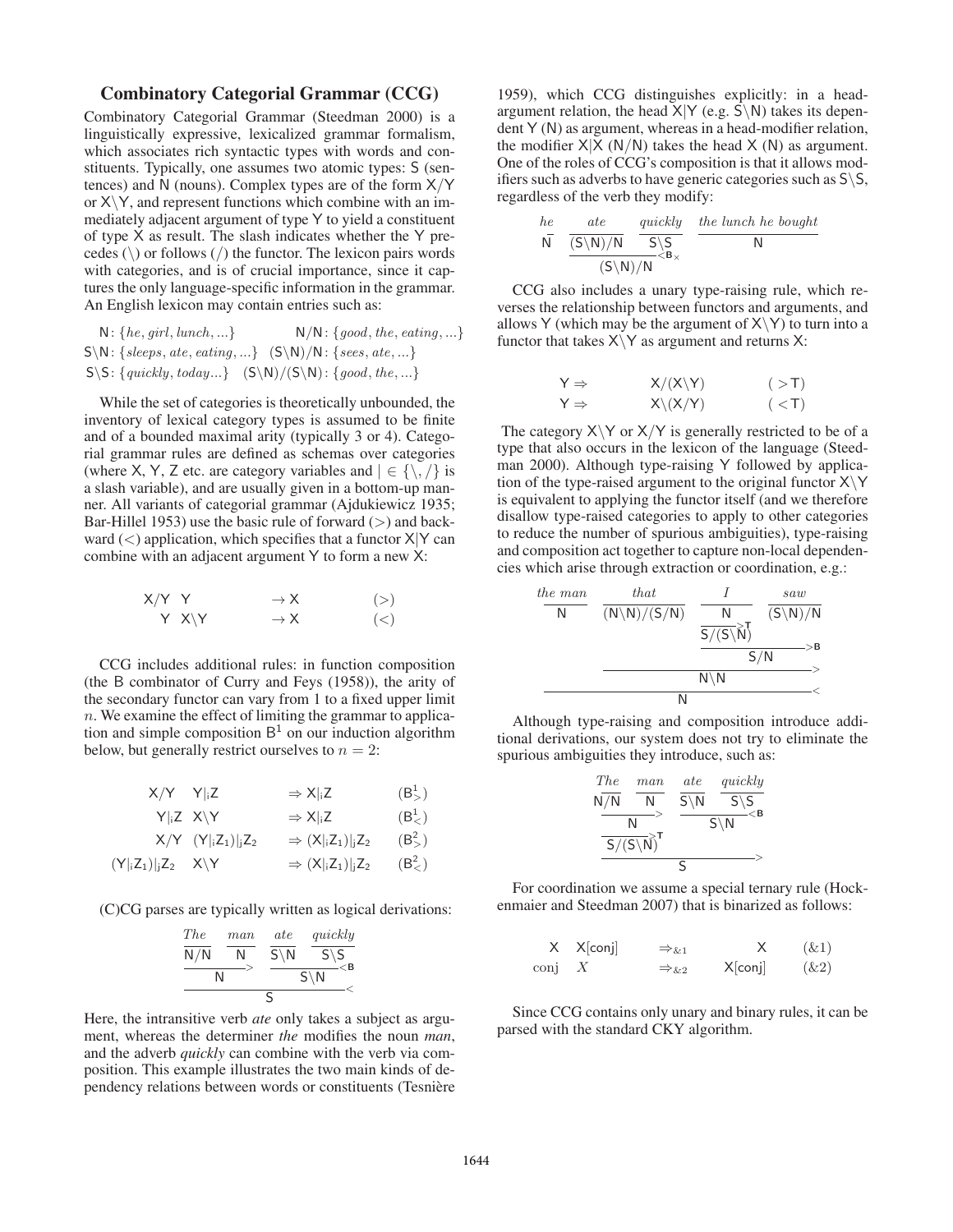## Combinatory Categorial Grammar (CCG)

Combinatory Categorial Grammar (Steedman 2000) is a linguistically expressive, lexicalized grammar formalism, which associates rich syntactic types with words and constituents. Typically, one assumes two atomic types: $\mathsf{S}$ (sentences) and $\mathsf{N}$ (nouns). Complex types are of the form $\mathsf{X/Y}$ or $\mathsf{X\backslash Y}$, and represent functions which combine with an immediately adjacent argument of type $\mathsf{Y}$ to yield a constituent of type $\mathsf{X}$ as result. The slash indicates whether the $\mathsf{Y}$ precedes ($\backslash$) or follows ($/$) the functor. The lexicon pairs words with categories, and is of crucial importance, since it captures the only language-specific information in the grammar. An English lexicon may contain entries such as:

$$\begin{array}{ll}
\mathsf{N}: \{he, girl, lunch, ...\} & \mathsf{N/N}: \{good, the, eating, ...\} \\
\mathsf{S\backslash N}: \{sleeps, ate, eating, ...\} & \mathsf{(S\backslash N)/N}: \{sees, ate, ...\} \\
\mathsf{S\backslash S}: \{quickly, today...\} & \mathsf{(S\backslash N)/(S\backslash N)}: \{good, the, ...\}
\end{array}$$

While the set of categories is theoretically unbounded, the inventory of lexical category types is assumed to be finite and of a bounded maximal arity (typically 3 or 4). Categorial grammar rules are defined as schemas over categories (where $\mathsf{X}$, $\mathsf{Y}$, $\mathsf{Z}$ etc. are category variables and $| \in \{\backslash, /\}$ is a slash variable), and are usually given in a bottom-up manner. All variants of categorial grammar (Ajdukiewicz 1935; Bar-Hillel 1953) use the basic rule of forward ($>$) and backward ($<$) application, which specifies that a functor $\mathsf{X|Y}$ can combine with an adjacent argument $\mathsf{Y}$ to form a new $\mathsf{X}$:

$$\begin{array}{lll}
\mathsf{X/Y} \;\; \mathsf{Y} & \rightarrow \mathsf{X} & (>) \\
\mathsf{Y} \;\; \mathsf{X\backslash Y} & \rightarrow \mathsf{X} & (<)
\end{array}$$

CCG includes additional rules: in function composition (the $\mathsf{B}$ combinator of Curry and Feys (1958)), the arity of the secondary functor can vary from 1 to a fixed upper limit $n$. We examine the effect of limiting the grammar to application and simple composition $\mathsf{B}^1$ on our induction algorithm below, but generally restrict ourselves to $n = 2$:

$$\begin{array}{lll}
\mathsf{X/Y} \;\; \mathsf{Y|_iZ} & \Rightarrow \mathsf{X|_iZ} & (\mathsf{B}^1_>) \\
\mathsf{Y|_iZ} \;\; \mathsf{X\backslash Y} & \Rightarrow \mathsf{X|_iZ} & (\mathsf{B}^1_<) \\
\mathsf{X/Y} \;\; \mathsf{(Y|_iZ_1)|_jZ_2} & \Rightarrow \mathsf{(X|_iZ_1)|_jZ_2} & (\mathsf{B}^2_>) \\
\mathsf{(Y|_iZ_1)|_jZ_2} \;\; \mathsf{X\backslash Y} & \Rightarrow \mathsf{(X|_iZ_1)|_jZ_2} & (\mathsf{B}^2_<)
\end{array}$$

(C)CG parses are typically written as logical derivations:

$$\begin{array}{cccc}
\textit{The} & \textit{man} & \textit{ate} & \textit{quickly} \\
\mathsf{N/N} & \mathsf{N} & \mathsf{S\backslash N} & \mathsf{S\backslash S} \\
\multicolumn{2}{c}{\underline{\qquad\mathsf{N}\qquad}_{>}} & \multicolumn{2}{c}{\underline{\qquad\mathsf{S\backslash N}\qquad}_{<\mathbf{B}}} \\
\multicolumn{4}{c}{\underline{\qquad\qquad\mathsf{S}\qquad\qquad}_{<}}
\end{array}$$

Here, the intransitive verb *ate* only takes a subject as argument, whereas the determiner *the* modifies the noun *man*, and the adverb *quickly* can combine with the verb via composition. This example illustrates the two main kinds of dependency relations between words or constituents (Tesnière 1959), which CCG distinguishes explicitly: in a head-argument relation, the head $\mathsf{X|Y}$ (e.g. $\mathsf{S\backslash N}$) takes its dependent $\mathsf{Y}$ ($\mathsf{N}$) as argument, whereas in a head-modifier relation, the modifier $\mathsf{X|X}$ ($\mathsf{N/N}$) takes the head $\mathsf{X}$ ($\mathsf{N}$) as argument. One of the roles of CCG's composition is that it allows modifiers such as adverbs to have generic categories such as $\mathsf{S\backslash S}$, regardless of the verb they modify:

$$\begin{array}{cccc}
\textit{he} & \textit{ate} & \textit{quickly} & \textit{the lunch he bought} \\
\mathsf{N} & \mathsf{(S\backslash N)/N} & \mathsf{S\backslash S} & \mathsf{N} \\
 & \multicolumn{2}{c}{\underline{\qquad\mathsf{(S\backslash N)/N}\qquad}_{<\mathbf{B}_\times}} &
\end{array}$$

CCG also includes a unary type-raising rule, which reverses the relationship between functors and arguments, and allows $\mathsf{Y}$ (which may be the argument of $\mathsf{X\backslash Y}$) to turn into a functor that takes $\mathsf{X\backslash Y}$ as argument and returns $\mathsf{X}$:

$$\begin{array}{lll}
\mathsf{Y} \Rightarrow & \mathsf{X/(X\backslash Y)} & (>\mathsf{T}) \\
\mathsf{Y} \Rightarrow & \mathsf{X\backslash(X/Y)} & (<\mathsf{T})
\end{array}$$

The category $\mathsf{X\backslash Y}$ or $\mathsf{X/Y}$ is generally restricted to be of a type that also occurs in the lexicon of the language (Steedman 2000). Although type-raising $\mathsf{Y}$ followed by application of the type-raised argument to the original functor $\mathsf{X\backslash Y}$ is equivalent to applying the functor itself (and we therefore disallow type-raised categories to apply to other categories to reduce the number of spurious ambiguities), type-raising and composition act together to capture non-local dependencies which arise through extraction or coordination, e.g.:

$$\begin{array}{cccc}
\textit{the man} & \textit{that} & \textit{I} & \textit{saw} \\
\mathsf{N} & \mathsf{(N\backslash N)/(S/N)} & \mathsf{N} & \mathsf{(S\backslash N)/N} \\
 & & \underline{\mathsf{S/(S\backslash N)}}_{>\mathsf{T}} & \\
 & & \multicolumn{2}{c}{\underline{\qquad\mathsf{S/N}\qquad}_{>\mathbf{B}}} \\
 & \multicolumn{3}{c}{\underline{\qquad\qquad\mathsf{N\backslash N}\qquad\qquad}_{>}} \\
\multicolumn{4}{c}{\underline{\qquad\qquad\qquad\mathsf{N}\qquad\qquad\qquad}_{<}}
\end{array}$$

Although type-raising and composition introduce additional derivations, our system does not try to eliminate the spurious ambiguities they introduce, such as:

$$\begin{array}{cccc}
\textit{The} & \textit{man} & \textit{ate} & \textit{quickly} \\
\mathsf{N/N} & \mathsf{N} & \mathsf{S\backslash N} & \mathsf{S\backslash S} \\
\multicolumn{2}{c}{\underline{\qquad\mathsf{N}\qquad}_{>}} & \multicolumn{2}{c}{\underline{\qquad\mathsf{S\backslash N}\qquad}_{<\mathbf{B}}} \\
\multicolumn{2}{c}{\underline{\mathsf{S/(S\backslash N)}}_{>\mathsf{T}}} & & \\
\multicolumn{4}{c}{\underline{\qquad\qquad\mathsf{S}\qquad\qquad}_{>}}
\end{array}$$

For coordination we assume a special ternary rule (Hockenmaier and Steedman 2007) that is binarized as follows:

$$\begin{array}{llll}
\mathsf{X} \;\; \mathsf{X[conj]} & \Rightarrow_{\&1} & \mathsf{X} & (\&1) \\
\text{conj} \;\; X & \Rightarrow_{\&2} & \mathsf{X[conj]} & (\&2)
\end{array}$$

Since CCG contains only unary and binary rules, it can be parsed with the standard CKY algorithm.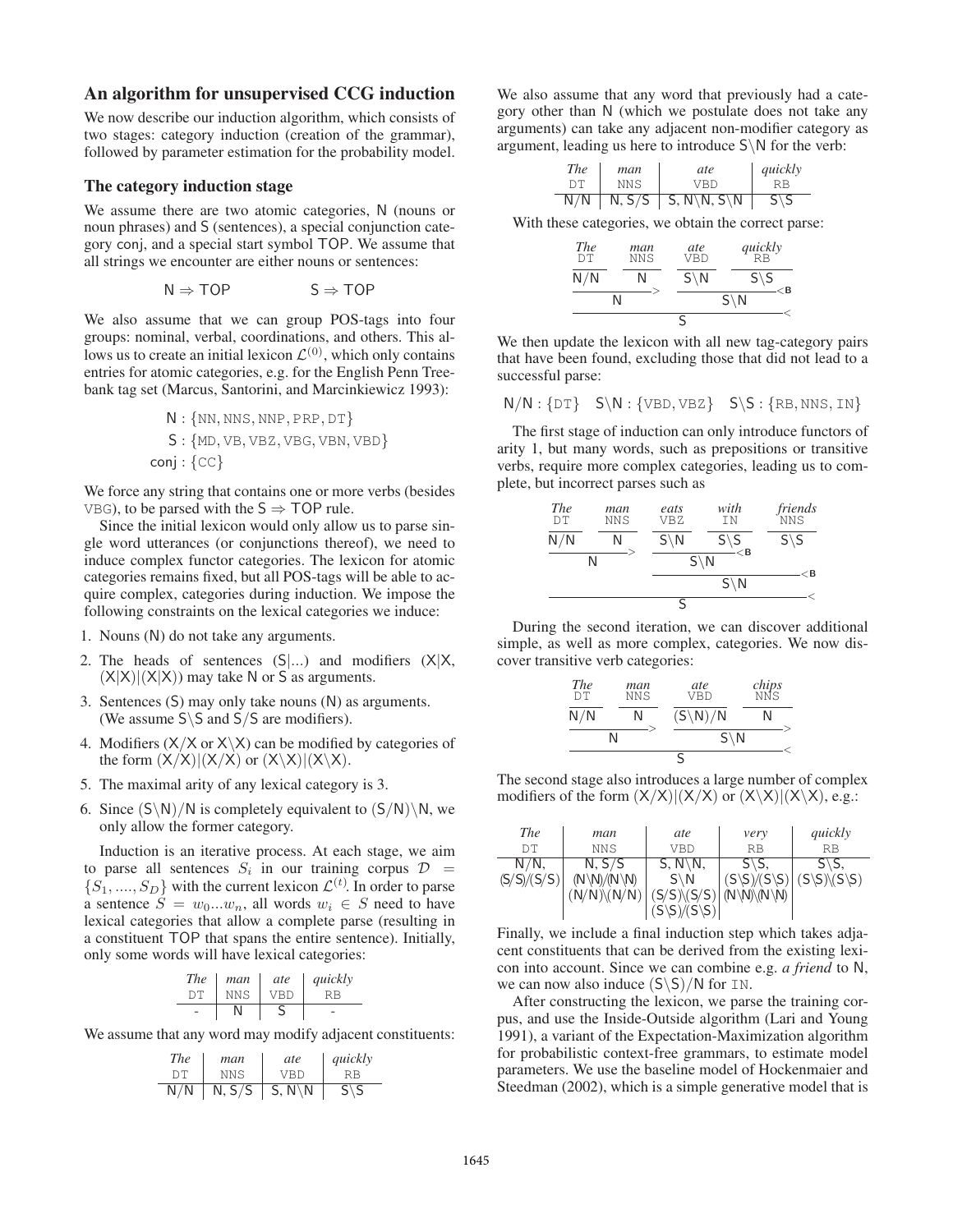## An algorithm for unsupervised CCG induction

We now describe our induction algorithm, which consists of two stages: category induction (creation of the grammar), followed by parameter estimation for the probability model.

### The category induction stage

We assume there are two atomic categories, N (nouns or noun phrases) and S (sentences), a special conjunction category conj, and a special start symbol TOP. We assume that all strings we encounter are either nouns or sentences:

$$\mathsf{N} \Rightarrow \mathsf{TOP} \qquad \qquad \mathsf{S} \Rightarrow \mathsf{TOP}$$

We also assume that we can group POS-tags into four groups: nominal, verbal, coordinations, and others. This allows us to create an initial lexicon $\mathcal{L}^{(0)}$, which only contains entries for atomic categories, e.g. for the English Penn Treebank tag set (Marcus, Santorini, and Marcinkiewicz 1993):

$$\begin{aligned} \mathsf{N} &: \{\texttt{NN}, \texttt{NNS}, \texttt{NNP}, \texttt{PRP}, \texttt{DT}\} \\ \mathsf{S} &: \{\texttt{MD}, \texttt{VB}, \texttt{VBZ}, \texttt{VBG}, \texttt{VBN}, \texttt{VBD}\} \\ \mathsf{conj} &: \{\texttt{CC}\} \end{aligned}$$

We force any string that contains one or more verbs (besides VBG), to be parsed with the $\mathsf{S} \Rightarrow \mathsf{TOP}$ rule.

Since the initial lexicon would only allow us to parse single word utterances (or conjunctions thereof), we need to induce complex functor categories. The lexicon for atomic categories remains fixed, but all POS-tags will be able to acquire complex, categories during induction. We impose the following constraints on the lexical categories we induce:

1. Nouns (N) do not take any arguments.
2. The heads of sentences (S|...) and modifiers (X|X, (X|X)|(X|X)) may take N or S as arguments.
3. Sentences (S) may only take nouns (N) as arguments. (We assume S\S and S/S are modifiers).
4. Modifiers (X/X or X\X) can be modified by categories of the form (X/X)|(X/X) or (X\X)|(X\X).
5. The maximal arity of any lexical category is 3.
6. Since (S\N)/N is completely equivalent to (S/N)\N, we only allow the former category.

Induction is an iterative process. At each stage, we aim to parse all sentences $S_i$ in our training corpus $\mathcal{D} = \{S_1, ...., S_D\}$ with the current lexicon $\mathcal{L}^{(t)}$. In order to parse a sentence $S = w_0...w_n$, all words $w_i \in S$ need to have lexical categories that allow a complete parse (resulting in a constituent TOP that spans the entire sentence). Initially, only some words will have lexical categories:

| *The* | *man* | *ate* | *quickly* |
|---|---|---|---|
| DT | NNS | VBD | RB |
| - | N | S | - |

We assume that any word may modify adjacent constituents:

| *The* | *man* | *ate* | *quickly* |
|---|---|---|---|
| DT | NNS | VBD | RB |
| N/N | N, S/S | S, N\N | S\S |

We also assume that any word that previously had a category other than N (which we postulate does not take any arguments) can take any adjacent non-modifier category as argument, leading us here to introduce S\N for the verb:

| *The* | *man* | *ate* | *quickly* |
|---|---|---|---|
| DT | NNS | VBD | RB |
| N/N | N, S/S | S, N\N, S\N | S\S |

With these categories, we obtain the correct parse:

```
The      man      ate      quickly
DT       NNS      VBD      RB
N/N      N        S\N      S\S
---------------->  ------------------<B
      N                 S\N
----------------------------------------<
                  S
```

We then update the lexicon with all new tag-category pairs that have been found, excluding those that did not lead to a successful parse:

$$\mathsf{N/N} : \{\texttt{DT}\} \quad \mathsf{S\backslash N} : \{\texttt{VBD}, \texttt{VBZ}\} \quad \mathsf{S\backslash S} : \{\texttt{RB}, \texttt{NNS}, \texttt{IN}\}$$

The first stage of induction can only introduce functors of arity 1, but many words, such as prepositions or transitive verbs, require more complex categories, leading us to complete, but incorrect parses such as

```
The      man      eats     with     friends
DT       NNS      VBZ      IN       NNS
N/N      N        S\N      S\S      S\S
---------------->  -----------------<B
      N                 S\N
                  ----------------------------<B
                              S\N
-----------------------------------------------<
                        S
```

During the second iteration, we can discover additional simple, as well as more complex, categories. We now discover transitive verb categories:

```
The      man      ate        chips
DT       NNS      VBD        NNS
N/N      N        (S\N)/N    N
---------------->  ------------------->
      N                 S\N
----------------------------------------<
                  S
```

The second stage also introduces a large number of complex modifiers of the form (X/X)|(X/X) or (X\X)|(X\X), e.g.:

| *The* | *man* | *ate* | *very* | *quickly* |
|---|---|---|---|---|
| DT | NNS | VBD | RB | RB |
| N/N, (S/S)/(S/S) | N, S/S (N\N)/(N\N) (N/N)\(N/N) | S, N\N, S\N (S/S)\(S/S) (S\S)/(S\S) | S\S, (S\S)/(S\S) (N\N)\(N\N) | S\S, (S\S)\(S\S) |

Finally, we include a final induction step which takes adjacent constituents that can be derived from the existing lexicon into account. Since we can combine e.g. *a friend* to N, we can now also induce (S\S)/N for IN.

After constructing the lexicon, we parse the training corpus, and use the Inside-Outside algorithm (Lari and Young 1991), a variant of the Expectation-Maximization algorithm for probabilistic context-free grammars, to estimate model parameters. We use the baseline model of Hockenmaier and Steedman (2002), which is a simple generative model that is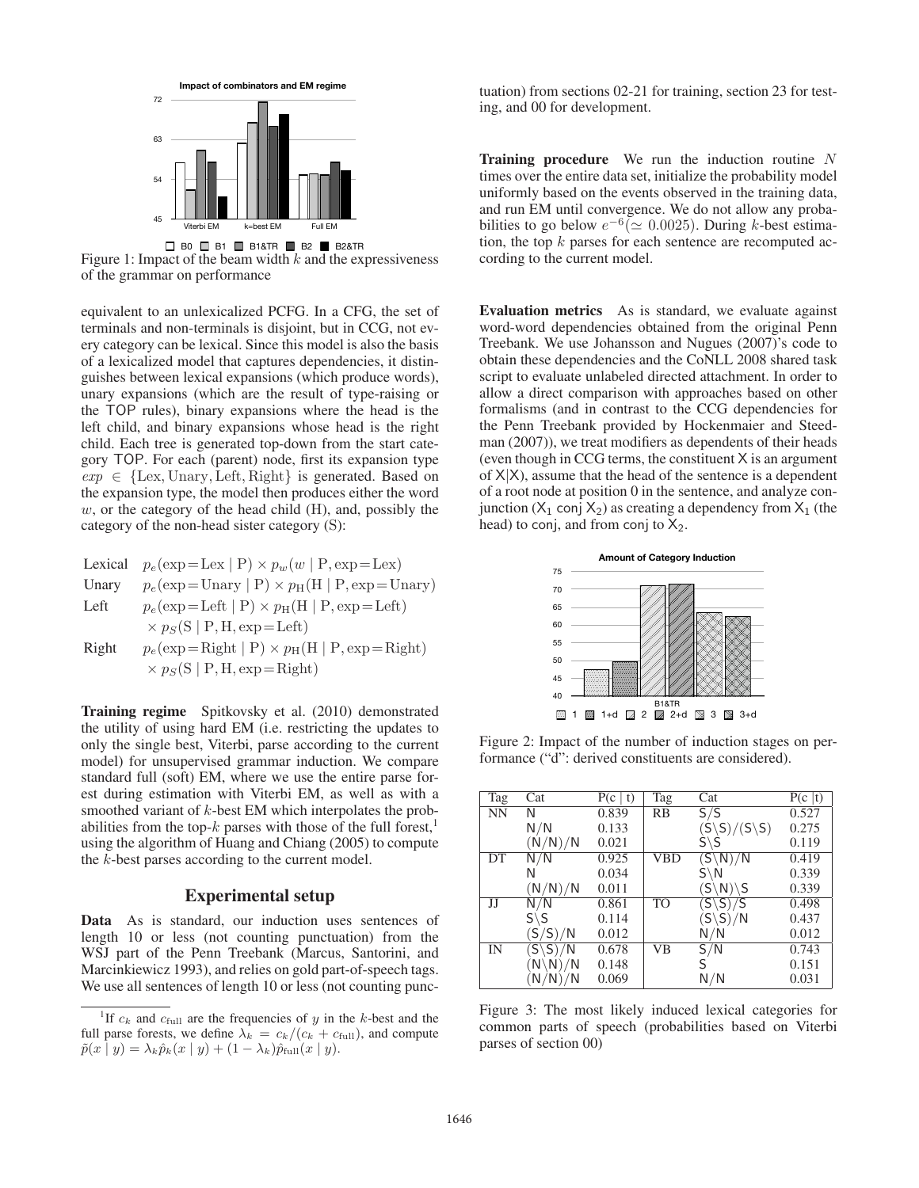Figure 1: Impact of the beam width $k$ and the expressiveness of the grammar on performance

equivalent to an unlexicalized PCFG. In a CFG, the set of terminals and non-terminals is disjoint, but in CCG, not every category can be lexical. Since this model is also the basis of a lexicalized model that captures dependencies, it distinguishes between lexical expansions (which produce words), unary expansions (which are the result of type-raising or the TOP rules), binary expansions where the head is the left child, and binary expansions whose head is the right child. Each tree is generated top-down from the start category TOP. For each (parent) node, first its expansion type $exp \in \{\text{Lex}, \text{Unary}, \text{Left}, \text{Right}\}$ is generated. Based on the expansion type, the model then produces either the word $w$, or the category of the head child (H), and, possibly the category of the non-head sister category (S):

$$
\begin{array}{ll}
\text{Lexical} & p_e(\text{exp}{=}\text{Lex} \mid \text{P}) \times p_w(w \mid \text{P}, \text{exp}{=}\text{Lex}) \\
\text{Unary} & p_e(\text{exp}{=}\text{Unary} \mid \text{P}) \times p_{\text{H}}(\text{H} \mid \text{P}, \text{exp}{=}\text{Unary}) \\
\text{Left} & p_e(\text{exp}{=}\text{Left} \mid \text{P}) \times p_{\text{H}}(\text{H} \mid \text{P}, \text{exp}{=}\text{Left}) \\
 & \times\, p_S(\text{S} \mid \text{P}, \text{H}, \text{exp}{=}\text{Left}) \\
\text{Right} & p_e(\text{exp}{=}\text{Right} \mid \text{P}) \times p_{\text{H}}(\text{H} \mid \text{P}, \text{exp}{=}\text{Right}) \\
 & \times\, p_S(\text{S} \mid \text{P}, \text{H}, \text{exp}{=}\text{Right})
\end{array}
$$

**Training regime** Spitkovsky et al. (2010) demonstrated the utility of using hard EM (i.e. restricting the updates to only the single best, Viterbi, parse according to the current model) for unsupervised grammar induction. We compare standard full (soft) EM, where we use the entire parse forest during estimation with Viterbi EM, as well as with a smoothed variant of $k$-best EM which interpolates the probabilities from the top-$k$ parses with those of the full forest,[1] using the algorithm of Huang and Chiang (2005) to compute the $k$-best parses according to the current model.

## Experimental setup

**Data** As is standard, our induction uses sentences of length 10 or less (not counting punctuation) from the WSJ part of the Penn Treebank (Marcus, Santorini, and Marcinkiewicz 1993), and relies on gold part-of-speech tags. We use all sentences of length 10 or less (not counting punctuation) from sections 02-21 for training, section 23 for testing, and 00 for development.

**Training procedure** We run the induction routine $N$ times over the entire data set, initialize the probability model uniformly based on the events observed in the training data, and run EM until convergence. We do not allow any probabilities to go below $e^{-6}(\simeq 0.0025)$. During $k$-best estimation, the top $k$ parses for each sentence are recomputed according to the current model.

**Evaluation metrics** As is standard, we evaluate against word-word dependencies obtained from the original Penn Treebank. We use Johansson and Nugues (2007)'s code to obtain these dependencies and the CoNLL 2008 shared task script to evaluate unlabeled directed attachment. In order to allow a direct comparison with approaches based on other formalisms (and in contrast to the CCG dependencies for the Penn Treebank provided by Hockenmaier and Steedman (2007)), we treat modifiers as dependents of their heads (even though in CCG terms, the constituent X is an argument of X|X), assume that the head of the sentence is a dependent of a root node at position 0 in the sentence, and analyze conjunction ($\text{X}_1$ conj $\text{X}_2$) as creating a dependency from $\text{X}_1$ (the head) to conj, and from conj to $\text{X}_2$.

Figure 2: Impact of the number of induction stages on performance ("d": derived constituents are considered).

| Tag | Cat | P(c \| t) | Tag | Cat | P(c \|t) |
|---|---|---|---|---|---|
| NN | N | 0.839 | RB | S/S | 0.527 |
| | N/N | 0.133 | | (S\S)/(S\S) | 0.275 |
| | (N/N)/N | 0.021 | | S\S | 0.119 |
| DT | N/N | 0.925 | VBD | (S\N)/N | 0.419 |
| | N | 0.034 | | S\N | 0.339 |
| | (N/N)/N | 0.011 | | (S\N)\S | 0.339 |
| JJ | N/N | 0.861 | TO | (S\S)/S | 0.498 |
| | S\S | 0.114 | | (S\S)/N | 0.437 |
| | (S/S)/N | 0.012 | | N/N | 0.012 |
| IN | (S\S)/N | 0.678 | VB | S/N | 0.743 |
| | (N\N)/N | 0.148 | | S | 0.151 |
| | (N/N)/N | 0.069 | | N/N | 0.031 |

Figure 3: The most likely induced lexical categories for common parts of speech (probabilities based on Viterbi parses of section 00)

[1] If $c_k$ and $c_{\text{full}}$ are the frequencies of $y$ in the $k$-best and the full parse forests, we define $\lambda_k = c_k/(c_k + c_{\text{full}})$, and compute $\tilde{p}(x \mid y) = \lambda_k \hat{p}_k(x \mid y) + (1 - \lambda_k)\hat{p}_{\text{full}}(x \mid y)$.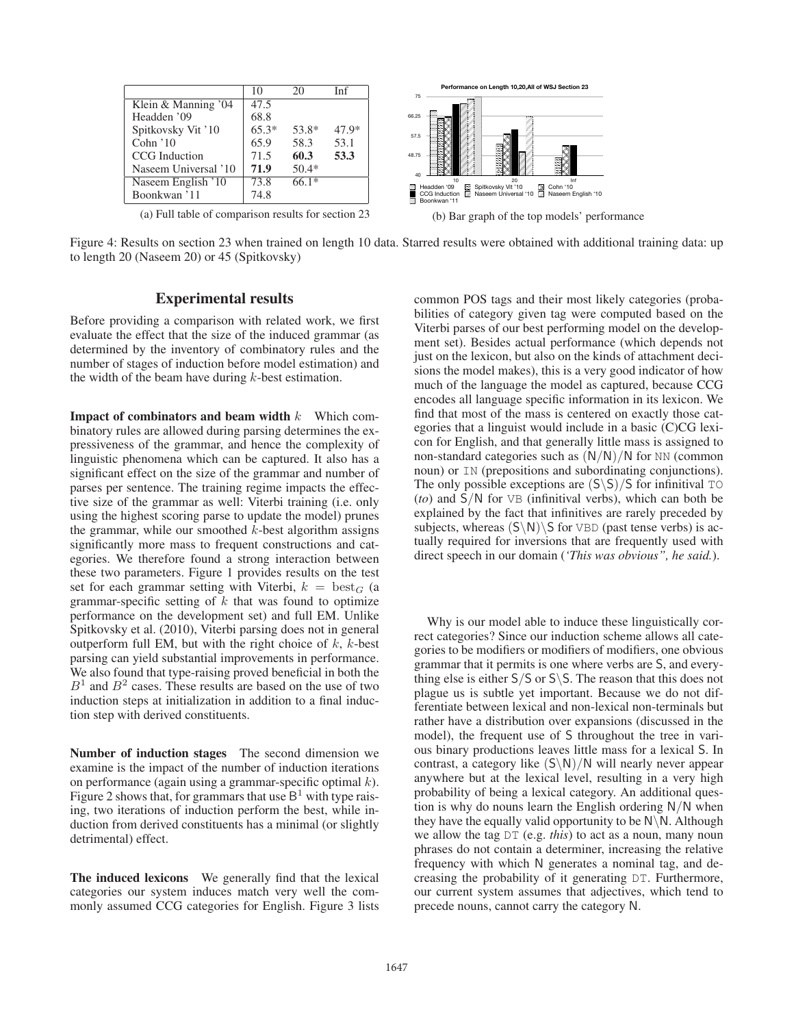|  | 10 | 20 | Inf |
|---|---|---|---|
| Klein & Manning '04 | 47.5 |  |  |
| Headden '09 | 68.8 |  |  |
| Spitkovsky Vit '10 | 65.3* | 53.8* | 47.9* |
| Cohn '10 | 65.9 | 58.3 | 53.1 |
| CCG Induction | 71.5 | **60.3** | **53.3** |
| Naseem Universal '10 | **71.9** | 50.4* |  |
| Naseem English '10 | 73.8 | 66.1* |  |
| Boonkwan '11 | 74.8 |  |  |

(a) Full table of comparison results for section 23

(b) Bar graph of the top models' performance

Figure 4: Results on section 23 when trained on length 10 data. Starred results were obtained with additional training data: up to length 20 (Naseem 20) or 45 (Spitkovsky)

## Experimental results

Before providing a comparison with related work, we first evaluate the effect that the size of the induced grammar (as determined by the inventory of combinatory rules and the number of stages of induction before model estimation) and the width of the beam have during $k$-best estimation.

**Impact of combinators and beam width $k$** Which combinatory rules are allowed during parsing determines the expressiveness of the grammar, and hence the complexity of linguistic phenomena which can be captured. It also has a significant effect on the size of the grammar and number of parses per sentence. The training regime impacts the effective size of the grammar as well: Viterbi training (i.e. only using the highest scoring parse to update the model) prunes the grammar, while our smoothed $k$-best algorithm assigns significantly more mass to frequent constructions and categories. We therefore found a strong interaction between these two parameters. Figure 1 provides results on the test set for each grammar setting with Viterbi, $k = \text{best}_G$ (a grammar-specific setting of $k$ that was found to optimize performance on the development set) and full EM. Unlike Spitkovsky et al. (2010), Viterbi parsing does not in general outperform full EM, but with the right choice of $k$, $k$-best parsing can yield substantial improvements in performance. We also found that type-raising proved beneficial in both the $B^1$ and $B^2$ cases. These results are based on the use of two induction steps at initialization in addition to a final induction step with derived constituents.

**Number of induction stages** The second dimension we examine is the impact of the number of induction iterations on performance (again using a grammar-specific optimal $k$). Figure 2 shows that, for grammars that use $\mathsf{B}^1$ with type raising, two iterations of induction perform the best, while induction from derived constituents has a minimal (or slightly detrimental) effect.

**The induced lexicons** We generally find that the lexical categories our system induces match very well the commonly assumed CCG categories for English. Figure 3 lists common POS tags and their most likely categories (probabilities of category given tag were computed based on the Viterbi parses of our best performing model on the development set). Besides actual performance (which depends not just on the lexicon, but also on the kinds of attachment decisions the model makes), this is a very good indicator of how much of the language the model as captured, because CCG encodes all language specific information in its lexicon. We find that most of the mass is centered on exactly those categories that a linguist would include in a basic (C)CG lexicon for English, and that generally little mass is assigned to non-standard categories such as $(\mathsf{N}/\mathsf{N})/\mathsf{N}$ for NN (common noun) or IN (prepositions and subordinating conjunctions). The only possible exceptions are $(\mathsf{S}\backslash\mathsf{S})/\mathsf{S}$ for infinitival TO (*to*) and $\mathsf{S}/\mathsf{N}$ for VB (infinitival verbs), which can both be explained by the fact that infinitives are rarely preceded by subjects, whereas $(\mathsf{S}\backslash\mathsf{N})\backslash\mathsf{S}$ for VBD (past tense verbs) is actually required for inversions that are frequently used with direct speech in our domain (*'This was obvious", he said.*).

Why is our model able to induce these linguistically correct categories? Since our induction scheme allows all categories to be modifiers or modifiers of modifiers, one obvious grammar that it permits is one where verbs are $\mathsf{S}$, and everything else is either $\mathsf{S}/\mathsf{S}$ or $\mathsf{S}\backslash\mathsf{S}$. The reason that this does not plague us is subtle yet important. Because we do not differentiate between lexical and non-lexical non-terminals but rather have a distribution over expansions (discussed in the model), the frequent use of $\mathsf{S}$ throughout the tree in various binary productions leaves little mass for a lexical $\mathsf{S}$. In contrast, a category like $(\mathsf{S}\backslash\mathsf{N})/\mathsf{N}$ will nearly never appear anywhere but at the lexical level, resulting in a very high probability of being a lexical category. An additional question is why do nouns learn the English ordering $\mathsf{N}/\mathsf{N}$ when they have the equally valid opportunity to be $\mathsf{N}\backslash\mathsf{N}$. Although we allow the tag DT (e.g. *this*) to act as a noun, many noun phrases do not contain a determiner, increasing the relative frequency with which $\mathsf{N}$ generates a nominal tag, and decreasing the probability of it generating DT. Furthermore, our current system assumes that adjectives, which tend to precede nouns, cannot carry the category $\mathsf{N}$.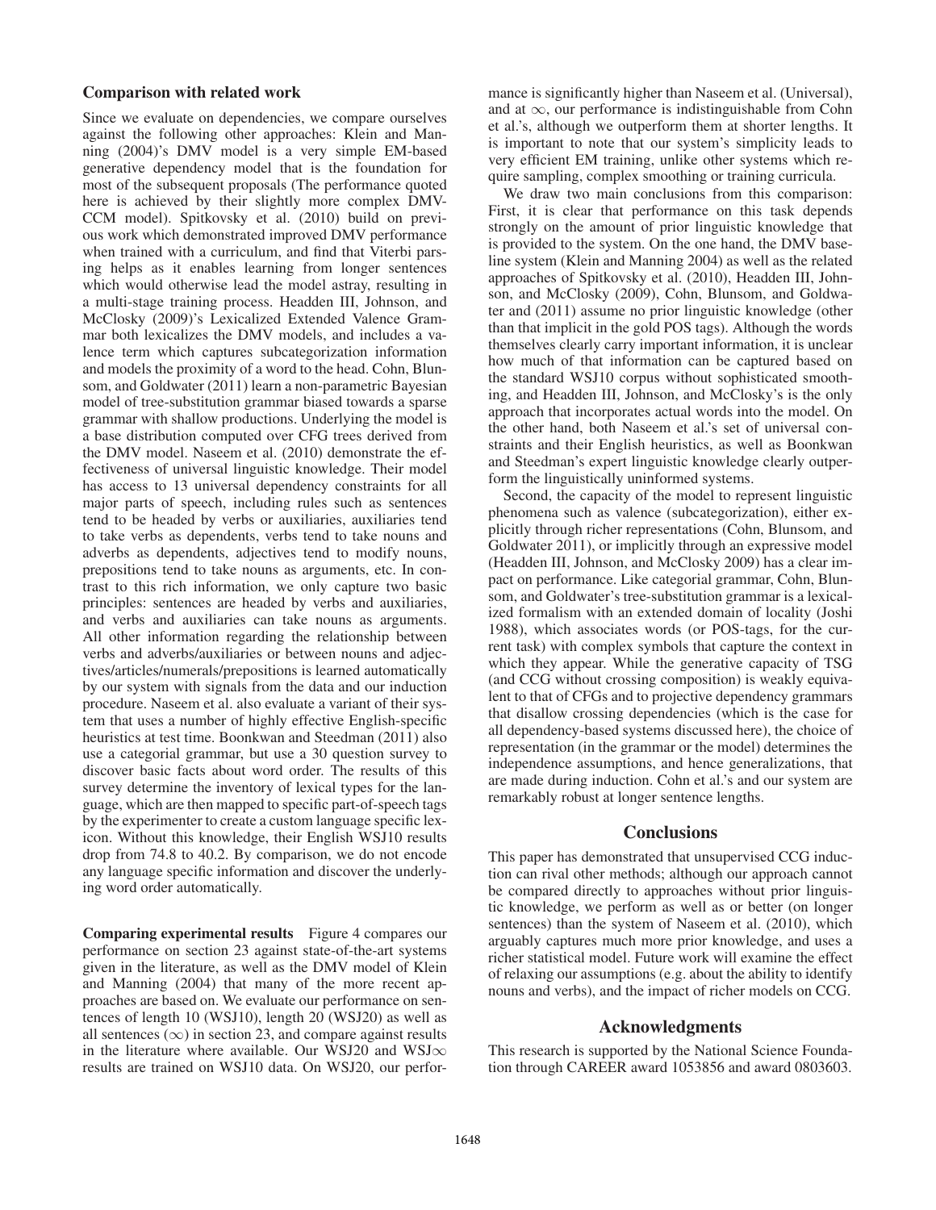### Comparison with related work

Since we evaluate on dependencies, we compare ourselves against the following other approaches: Klein and Manning (2004)'s DMV model is a very simple EM-based generative dependency model that is the foundation for most of the subsequent proposals (The performance quoted here is achieved by their slightly more complex DMV-CCM model). Spitkovsky et al. (2010) build on previous work which demonstrated improved DMV performance when trained with a curriculum, and find that Viterbi parsing helps as it enables learning from longer sentences which would otherwise lead the model astray, resulting in a multi-stage training process. Headden III, Johnson, and McClosky (2009)'s Lexicalized Extended Valence Grammar both lexicalizes the DMV models, and includes a valence term which captures subcategorization information and models the proximity of a word to the head. Cohn, Blunsom, and Goldwater (2011) learn a non-parametric Bayesian model of tree-substitution grammar biased towards a sparse grammar with shallow productions. Underlying the model is a base distribution computed over CFG trees derived from the DMV model. Naseem et al. (2010) demonstrate the effectiveness of universal linguistic knowledge. Their model has access to 13 universal dependency constraints for all major parts of speech, including rules such as sentences tend to be headed by verbs or auxiliaries, auxiliaries tend to take verbs as dependents, verbs tend to take nouns and adverbs as dependents, adjectives tend to modify nouns, prepositions tend to take nouns as arguments, etc. In contrast to this rich information, we only capture two basic principles: sentences are headed by verbs and auxiliaries, and verbs and auxiliaries can take nouns as arguments. All other information regarding the relationship between verbs and adverbs/auxiliaries or between nouns and adjectives/articles/numerals/prepositions is learned automatically by our system with signals from the data and our induction procedure. Naseem et al. also evaluate a variant of their system that uses a number of highly effective English-specific heuristics at test time. Boonkwan and Steedman (2011) also use a categorial grammar, but use a 30 question survey to discover basic facts about word order. The results of this survey determine the inventory of lexical types for the language, which are then mapped to specific part-of-speech tags by the experimenter to create a custom language specific lexicon. Without this knowledge, their English WSJ10 results drop from 74.8 to 40.2. By comparison, we do not encode any language specific information and discover the underlying word order automatically.

**Comparing experimental results** Figure 4 compares our performance on section 23 against state-of-the-art systems given in the literature, as well as the DMV model of Klein and Manning (2004) that many of the more recent approaches are based on. We evaluate our performance on sentences of length 10 (WSJ10), length 20 (WSJ20) as well as all sentences ($\infty$) in section 23, and compare against results in the literature where available. Our WSJ20 and WSJ$\infty$ results are trained on WSJ10 data. On WSJ20, our performance is significantly higher than Naseem et al. (Universal), and at $\infty$, our performance is indistinguishable from Cohn et al.'s, although we outperform them at shorter lengths. It is important to note that our system's simplicity leads to very efficient EM training, unlike other systems which require sampling, complex smoothing or training curricula.

We draw two main conclusions from this comparison: First, it is clear that performance on this task depends strongly on the amount of prior linguistic knowledge that is provided to the system. On the one hand, the DMV baseline system (Klein and Manning 2004) as well as the related approaches of Spitkovsky et al. (2010), Headden III, Johnson, and McClosky (2009), Cohn, Blunsom, and Goldwater and (2011) assume no prior linguistic knowledge (other than that implicit in the gold POS tags). Although the words themselves clearly carry important information, it is unclear how much of that information can be captured based on the standard WSJ10 corpus without sophisticated smoothing, and Headden III, Johnson, and McClosky's is the only approach that incorporates actual words into the model. On the other hand, both Naseem et al.'s set of universal constraints and their English heuristics, as well as Boonkwan and Steedman's expert linguistic knowledge clearly outperform the linguistically uninformed systems.

Second, the capacity of the model to represent linguistic phenomena such as valence (subcategorization), either explicitly through richer representations (Cohn, Blunsom, and Goldwater 2011), or implicitly through an expressive model (Headden III, Johnson, and McClosky 2009) has a clear impact on performance. Like categorial grammar, Cohn, Blunsom, and Goldwater's tree-substitution grammar is a lexicalized formalism with an extended domain of locality (Joshi 1988), which associates words (or POS-tags, for the current task) with complex symbols that capture the context in which they appear. While the generative capacity of TSG (and CCG without crossing composition) is weakly equivalent to that of CFGs and to projective dependency grammars that disallow crossing dependencies (which is the case for all dependency-based systems discussed here), the choice of representation (in the grammar or the model) determines the independence assumptions, and hence generalizations, that are made during induction. Cohn et al.'s and our system are remarkably robust at longer sentence lengths.

## Conclusions

This paper has demonstrated that unsupervised CCG induction can rival other methods; although our approach cannot be compared directly to approaches without prior linguistic knowledge, we perform as well as or better (on longer sentences) than the system of Naseem et al. (2010), which arguably captures much more prior knowledge, and uses a richer statistical model. Future work will examine the effect of relaxing our assumptions (e.g. about the ability to identify nouns and verbs), and the impact of richer models on CCG.

## Acknowledgments

This research is supported by the National Science Foundation through CAREER award 1053856 and award 0803603.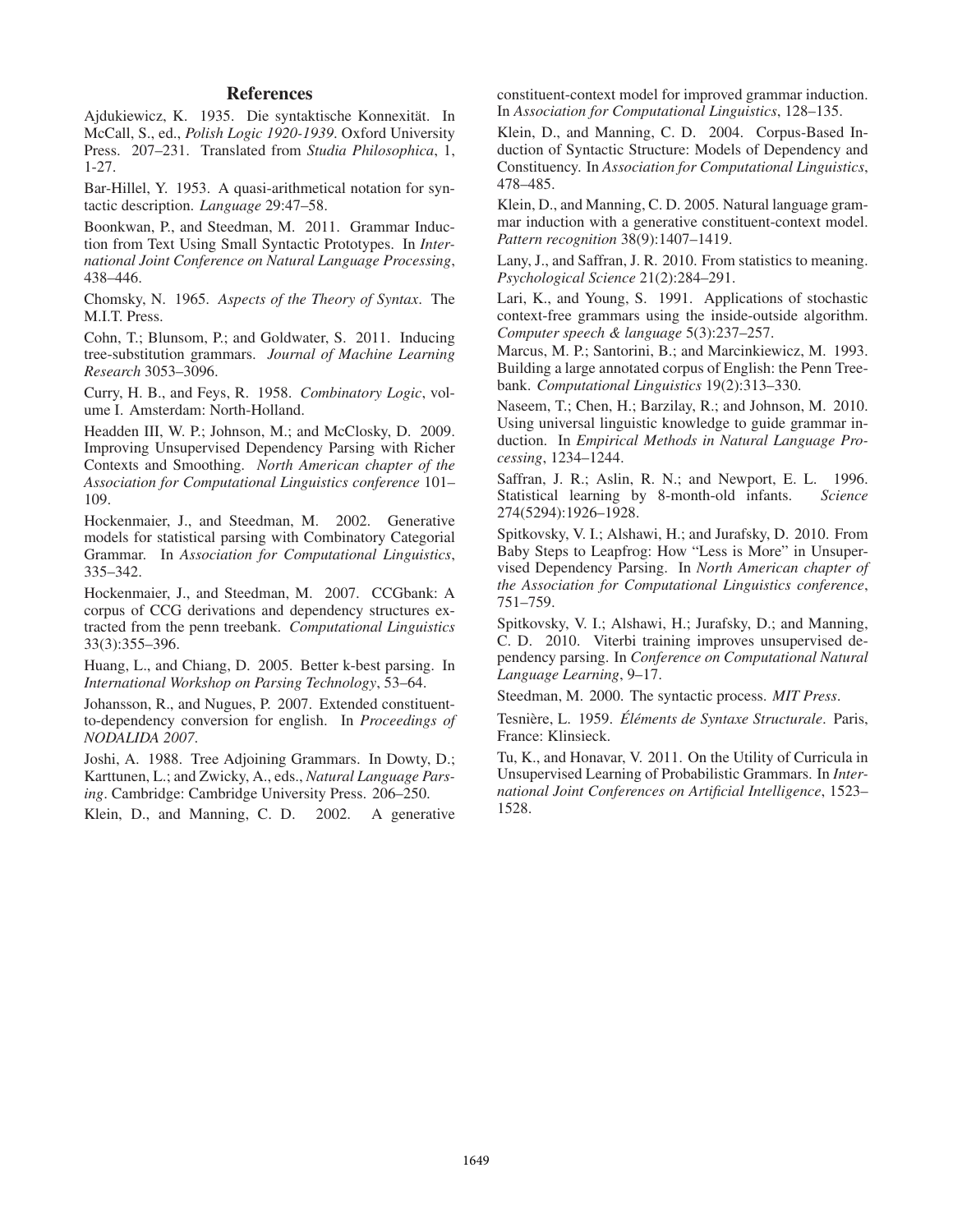## References

Ajdukiewicz, K. 1935. Die syntaktische Konnexität. In McCall, S., ed., *Polish Logic 1920-1939*. Oxford University Press. 207–231. Translated from *Studia Philosophica*, 1, 1-27.

Bar-Hillel, Y. 1953. A quasi-arithmetical notation for syntactic description. *Language* 29:47–58.

Boonkwan, P., and Steedman, M. 2011. Grammar Induction from Text Using Small Syntactic Prototypes. In *International Joint Conference on Natural Language Processing*, 438–446.

Chomsky, N. 1965. *Aspects of the Theory of Syntax*. The M.I.T. Press.

Cohn, T.; Blunsom, P.; and Goldwater, S. 2011. Inducing tree-substitution grammars. *Journal of Machine Learning Research* 3053–3096.

Curry, H. B., and Feys, R. 1958. *Combinatory Logic*, volume I. Amsterdam: North-Holland.

Headden III, W. P.; Johnson, M.; and McClosky, D. 2009. Improving Unsupervised Dependency Parsing with Richer Contexts and Smoothing. *North American chapter of the Association for Computational Linguistics conference* 101–109.

Hockenmaier, J., and Steedman, M. 2002. Generative models for statistical parsing with Combinatory Categorial Grammar. In *Association for Computational Linguistics*, 335–342.

Hockenmaier, J., and Steedman, M. 2007. CCGbank: A corpus of CCG derivations and dependency structures extracted from the penn treebank. *Computational Linguistics* 33(3):355–396.

Huang, L., and Chiang, D. 2005. Better k-best parsing. In *International Workshop on Parsing Technology*, 53–64.

Johansson, R., and Nugues, P. 2007. Extended constituent-to-dependency conversion for english. In *Proceedings of NODALIDA 2007*.

Joshi, A. 1988. Tree Adjoining Grammars. In Dowty, D.; Karttunen, L.; and Zwicky, A., eds., *Natural Language Parsing*. Cambridge: Cambridge University Press. 206–250.

Klein, D., and Manning, C. D. 2002. A generative constituent-context model for improved grammar induction. In *Association for Computational Linguistics*, 128–135.

Klein, D., and Manning, C. D. 2004. Corpus-Based Induction of Syntactic Structure: Models of Dependency and Constituency. In *Association for Computational Linguistics*, 478–485.

Klein, D., and Manning, C. D. 2005. Natural language grammar induction with a generative constituent-context model. *Pattern recognition* 38(9):1407–1419.

Lany, J., and Saffran, J. R. 2010. From statistics to meaning. *Psychological Science* 21(2):284–291.

Lari, K., and Young, S. 1991. Applications of stochastic context-free grammars using the inside-outside algorithm. *Computer speech & language* 5(3):237–257.

Marcus, M. P.; Santorini, B.; and Marcinkiewicz, M. 1993. Building a large annotated corpus of English: the Penn Treebank. *Computational Linguistics* 19(2):313–330.

Naseem, T.; Chen, H.; Barzilay, R.; and Johnson, M. 2010. Using universal linguistic knowledge to guide grammar induction. In *Empirical Methods in Natural Language Processing*, 1234–1244.

Saffran, J. R.; Aslin, R. N.; and Newport, E. L. 1996. Statistical learning by 8-month-old infants. *Science* 274(5294):1926–1928.

Spitkovsky, V. I.; Alshawi, H.; and Jurafsky, D. 2010. From Baby Steps to Leapfrog: How "Less is More" in Unsupervised Dependency Parsing. In *North American chapter of the Association for Computational Linguistics conference*, 751–759.

Spitkovsky, V. I.; Alshawi, H.; Jurafsky, D.; and Manning, C. D. 2010. Viterbi training improves unsupervised dependency parsing. In *Conference on Computational Natural Language Learning*, 9–17.

Steedman, M. 2000. The syntactic process. *MIT Press*.

Tesnière, L. 1959. *Éléments de Syntaxe Structurale*. Paris, France: Klinsieck.

Tu, K., and Honavar, V. 2011. On the Utility of Curricula in Unsupervised Learning of Probabilistic Grammars. In *International Joint Conferences on Artificial Intelligence*, 1523–1528.